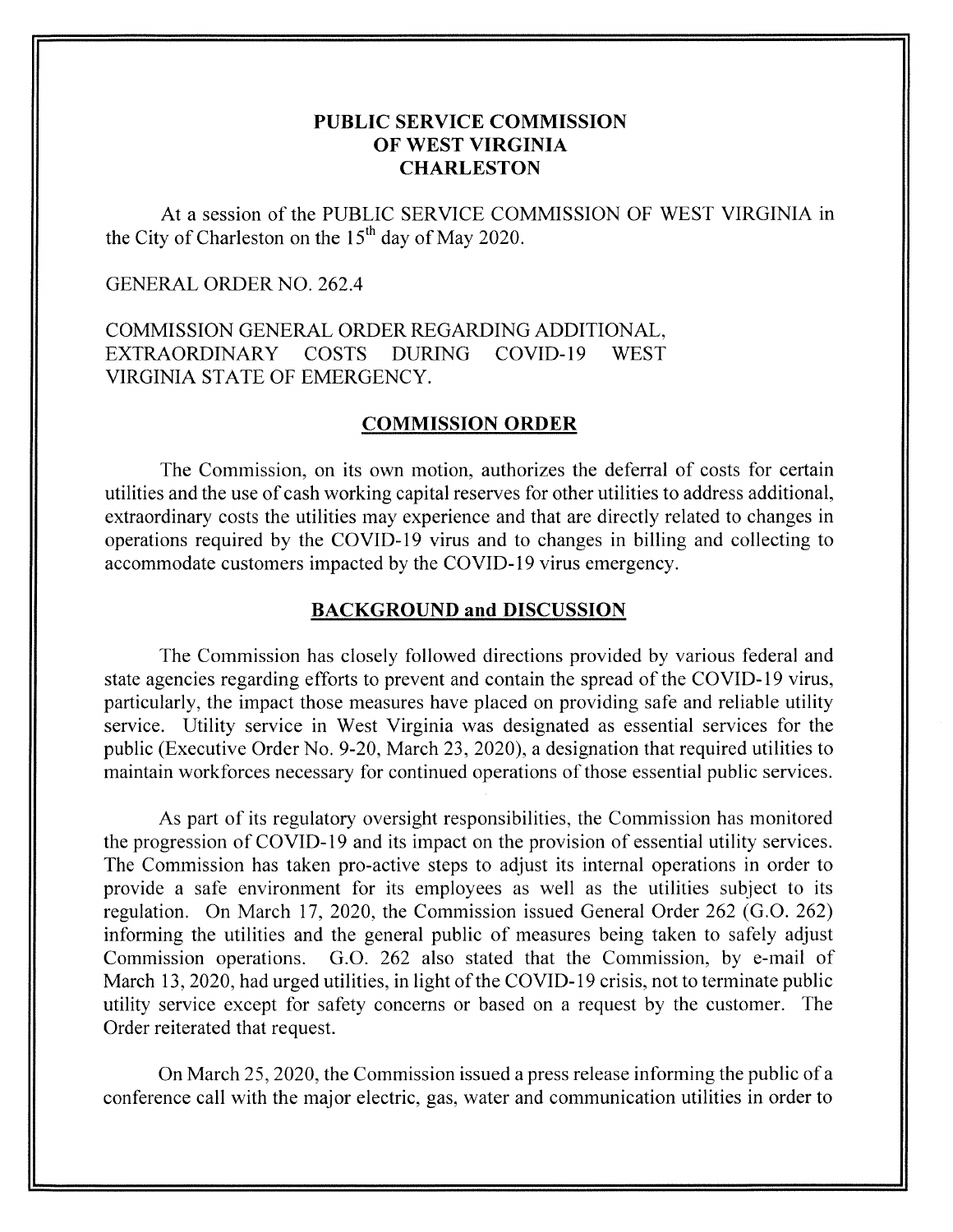# PUBLIC SERVICE COMMISSION OF WEST VIRGINIA CHARLESTON

At a session of the PUBLIC SERVICE COMMISSION OF WEST VIRGINIA in the City of Charleston on the 15th day of May 2020.

GENERAL ORDER NO. 262.4

COMMISSION GENERAL ORDER REGARDING ADDITIONAL, EXTRAORDINARY COSTS DURING COVID-19 WEST VIRGINIA STATE OF EMERGENCY.

## COMMISSION ORDER

The Commission, on its own motion, authorizes the deferral of costs for certain utilities and the use of cash working capital reserves for other utilities to address additional, extraordinary costs the utilities may experience and that are directly related to changes in operations required by the COVID-19 virus and to changes in billing and collecting to accommodate customers impacted by the COVID-19 virus emergency.

## BACKGROUND and DISCUSSION

The Commission has closely followed directions provided by various federal and state agencies regarding efforts to prevent and contain the spread of the COVID-19 virus, particularly, the impact those measures have placed on providing safe and reliable utility service. Utility service in West Virginia was designated as essential services for the public (Executive Order No. 9-20, March 23, 2020), a designation that required utilities to maintain workforces necessary for continued operations of those essential public services.

As part of its regulatory oversight responsibilities, the Commission has monitored the progression of COVID-19 and its impact on the provision of essential utility services. The Commission has taken pro-active steps to adjust its internal operations in order to provide a safe environment for its employees as well as the utilities subject to its regulation. On March 17, 2020, the Commission issued General Order 262 (G.O. 262) informing the utilities and the general public of measures being taken to safely adjust Commission operations. G.O. 262 also stated that the Commission, by e-mail of March 13, 2020, had urged utilities, in light of the COVID-19 crisis, not to terminate public utility service except for safety concerns or based on a request by the customer. The Order reiterated that request.

On March 25, 2020, the Commission issued a press release informing the public of a conference call with the major electric, gas, water and communication utilities in order to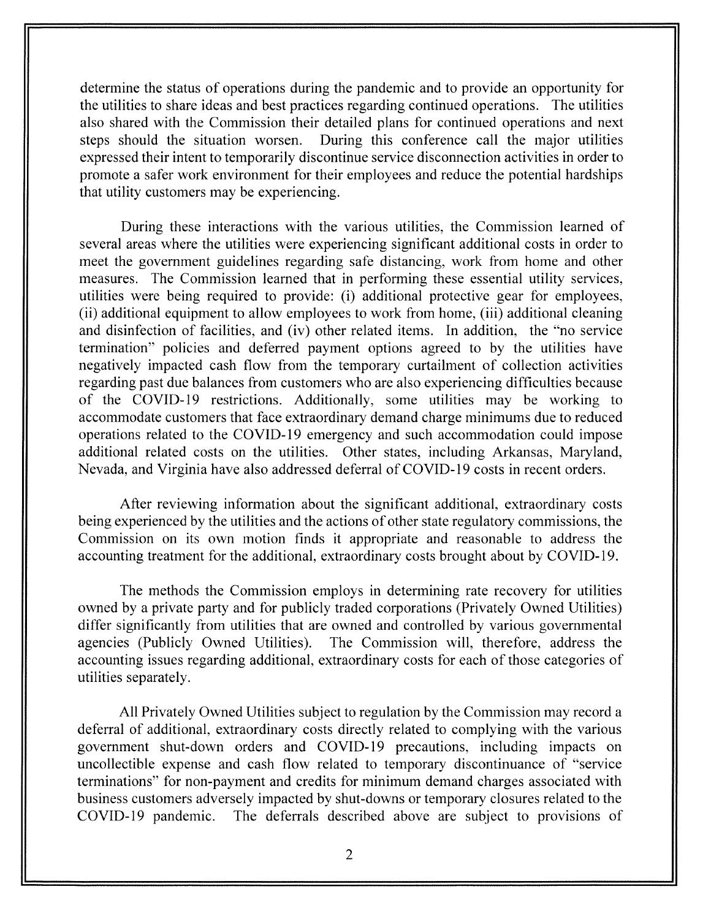determine the status of operations during the pandemic and to provide an opportunity for the utilities to share ideas and best practices regarding continued operations. The utilities also shared with the Commission their detailed plans for continued operations and next steps should the situation worsen. During this conference call the major utilities expressed their intent to temporarily discontinue service disconnection activities in order to promote a safer work environment for their employees and reduce the potential hardships that utility customers may be experiencing.

During these interactions with the various utilities, the Commission learned of several areas where the utilities were experiencing significant additional costs in order to meet the government guidelines regarding safe distancing, work from home and other measures. The Commission learned that in performing these essential utility services, utilities were being required to provide: (i) additional protective gear for employees, (ii) additional equipment to allow employees to work from home, (iii) additional cleaning and disinfection of facilities, and (iv) other related items. In addition, the "no service termination" policies and deferred payment options agreed to by the utilities have negatively impacted cash flow from the temporary curtailment of collection activities regarding past due balances from customers who are also experiencing difficulties because of the COVID-19 restrictions. Additionally, some utilities may be working to accommodate customers that face extraordinary demand charge minimums due to reduced operations related to the COVID-19 emergency and such accommodation could impose additional related costs on the utilities. Other states, including Arkansas, Maryland, Nevada, and Virginia have also addressed deferral of COVID-19 costs in recent orders.

After reviewing information about the significant additional, extraordinary costs being experienced by the utilities and the actions of other state regulatory commissions, the Commission on its own motion finds it appropriate and reasonable to address the accounting treatment for the additional, extraordinary costs brought about by COVID-19.

The methods the Commission employs in determining rate recovery for utilities owned by a private party and for publicly traded corporations (Privately Owned Utilities) differ significantly from utilities that are owned and controlled by various governmental agencies (Publicly Owned Utilities). The Commission will, therefore, address the accounting issues regarding additional, extraordinary costs for each of those categories of utilities separately.

All Privately Owned Utilities subject to regulation by the Commission may record a deferral of additional, extraordinary costs directly related to complying with the various government shut-down orders and COVID-19 precautions, including impacts on uncollectible expense and cash flow related to temporary discontinuance of "service terminations" for non-payment and credits for minimum demand charges associated with business customers adversely impacted by shut-downs or temporary closures related to the COVID-19 pandemic. The deferrals described above are subject to provisions of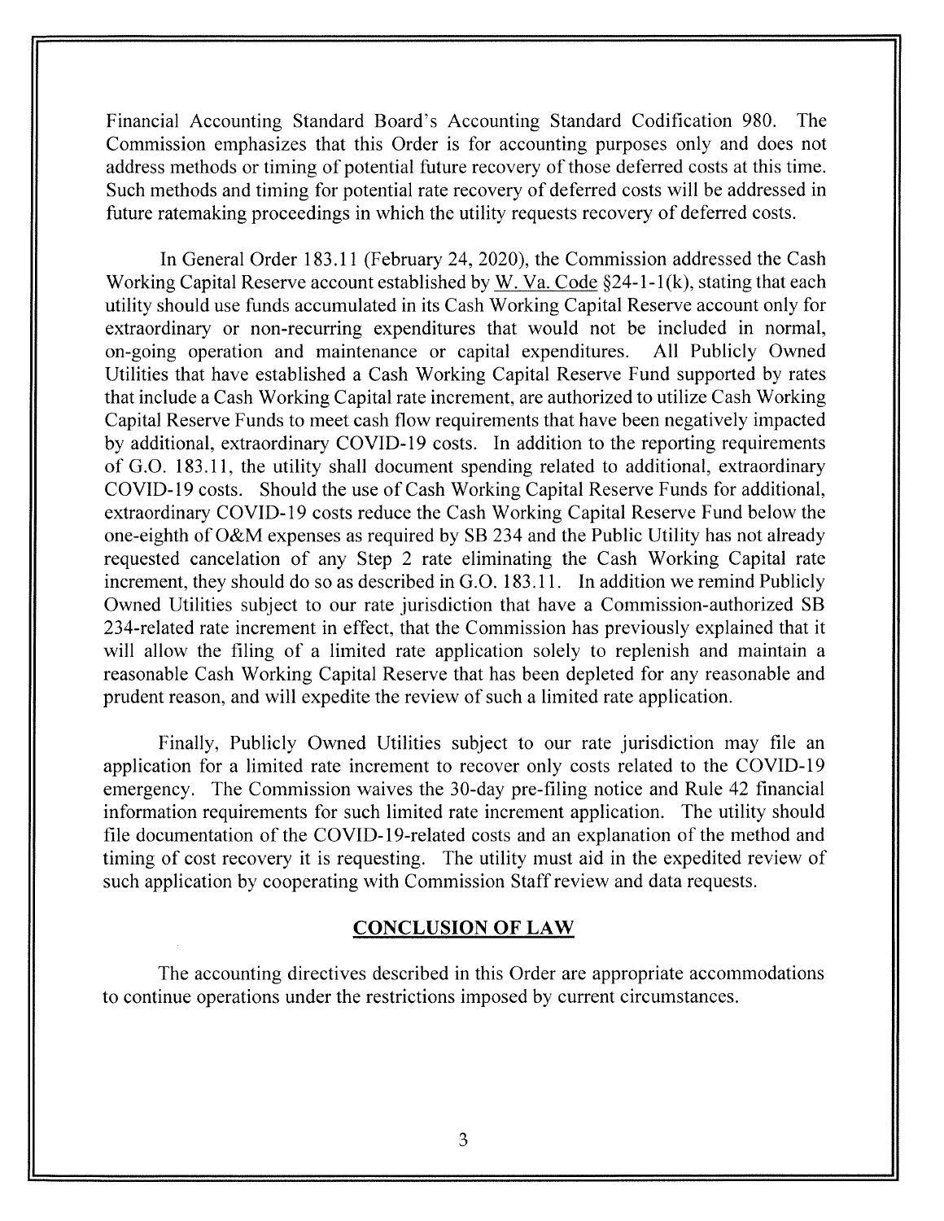Financial Accounting Standard Board's Accounting Standard Codification 980. The Commission emphasizes that this Order is for accounting purposes only and does not address methods or timing of potential future recovery of those deferred costs at this time. Such methods and timing for potential rate recovery of deferred costs will be addressed in future ratemaking proceedings in which the utility requests recovery of deferred costs.

In General Order 183.11 (February 24, 2020), the Commission addressed the Cash Working Capital Reserve account established by W. Va. Code §24-1-1(k), stating that each utility should use funds accumulated in its Cash Working Capital Reserve account only for extraordinary or non-recurring expenditures that would not be included in normal, on-going operation and maintenance or capital expenditures. All Publicly Owned Utilities that have established a Cash Working Capital Reserve Fund supported by rates that include a Cash Working Capital rate increment, are authorized to utilize Cash Working Capital Reserve Funds to meet cash flow requirements that have been negatively impacted by additional, extraordinary COVID-19 costs. In addition to the reporting requirements of G.O. 183.11, the utility shall document spending related to additional, extraordinary COVID-19 costs. Should the use of Cash Working Capital Reserve Funds for additional, extraordinary COVID-19 costs reduce the Cash Working Capital Reserve Fund below the one-eighth of O&M expenses as required by SB 234 and the Public Utility has not already requested cancelation of any Step 2 rate eliminating the Cash Working Capital rate increment, they should do so as described in G.O. 183.11. In addition we remind Publicly Owned Utilities subject to our rate jurisdiction that have a Commission-authorized SB 234-related rate increment in effect, that the Commission has previously explained that it will allow the filing of a limited rate application solely to replenish and maintain a reasonable Cash Working Capital Reserve that has been depleted for any reasonable and prudent reason, and will expedite the review of such a limited rate application.

Finally, Publicly Owned Utilities subject to our rate jurisdiction may file an application for a limited rate increment to recover only costs related to the COVID-19 emergency. The Commission waives the 30-day pre-filing notice and Rule 42 financial information requirements for such limited rate increment application. The utility should file documentation of the COVID-19-related costs and an explanation of the method and timing of cost recovery it is requesting. The utility must aid in the expedited review of such application by cooperating with Commission Staff review and data requests.

## CONCLUSION OF LAW

The accounting directives described in this Order are appropriate accommodations to continue operations under the restrictions imposed by current circumstances.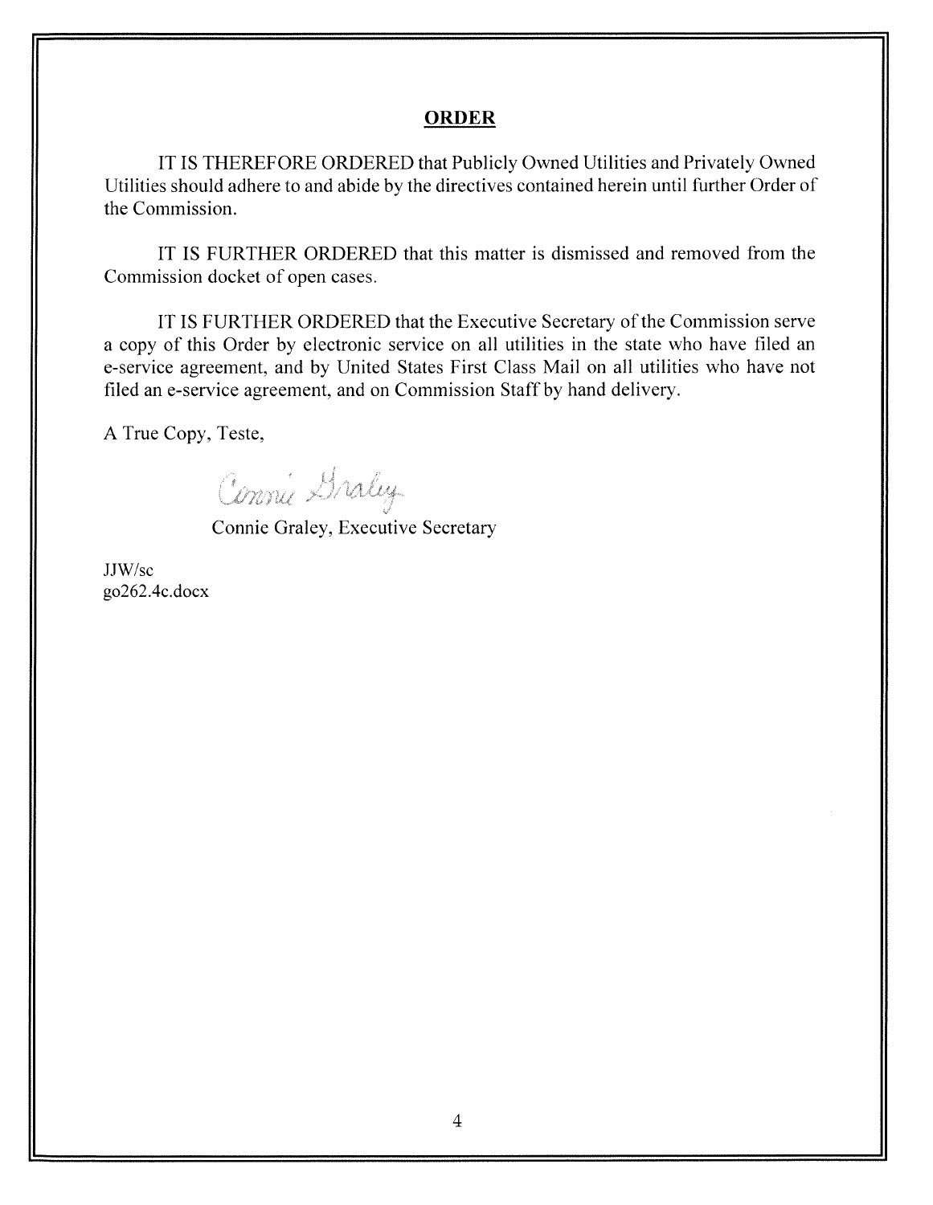## ORDER

IT IS THEREFORE ORDERED that Publicly Owned Utilities and Privately Owned Utilities should adhere to and abide by the directives contained herein until further Order of the Commission.

IT IS FURTHER ORDERED that this matter is dismissed and removed from the Commission docket of open cases.

IT IS FURTHER ORDERED that the Executive Secretary of the Commission serve a copy of this Order by electronic service on all utilities in the state who have filed an e-service agreement, and by United States First Class Mail on all utilities who have not filed an e-service agreement, and on Commission Staff by hand delivery.

A True Copy, Teste,

Connie Graley

Connie Graley, Executive Secretary

JJW/sc
go262.4c.docx